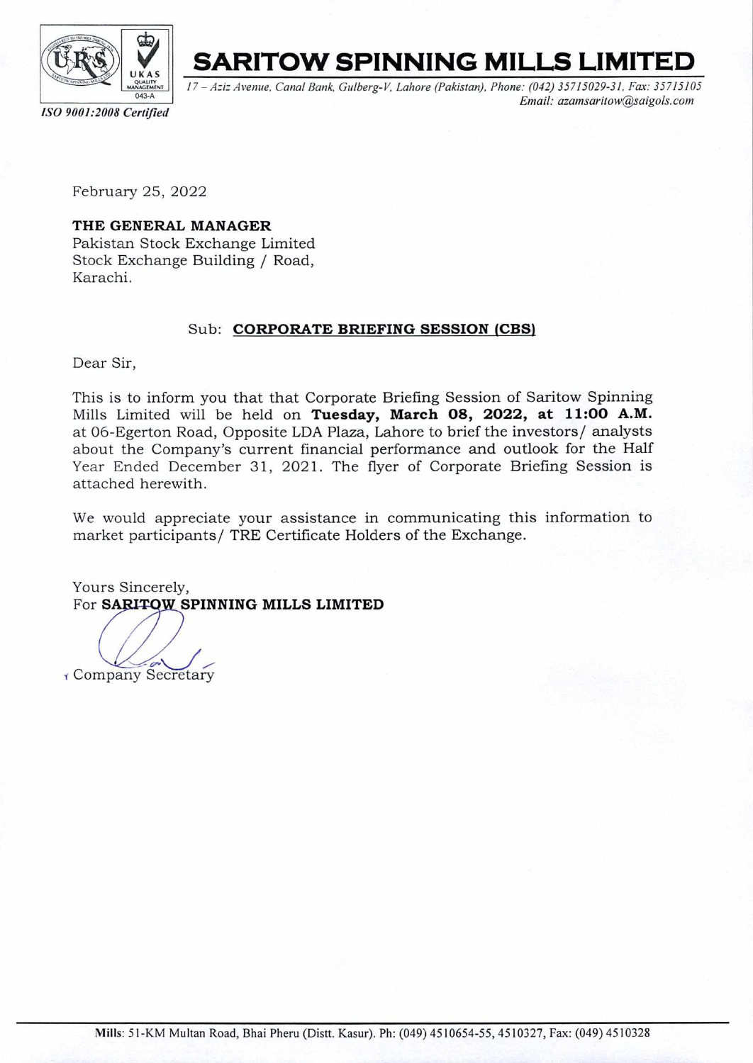ISO 9001:2008 Certified

# SARITOW SPINNING MILLS LIMITED

*17 – Aziz Avenue, Canal Bank, Gulberg-V, Lahore (Pakistan), Phone: (042) 35715029-31, Fax: 35715105*
*Email: azamsaritow@saigols.com*

February 25, 2022

**THE GENERAL MANAGER**
Pakistan Stock Exchange Limited
Stock Exchange Building / Road,
Karachi.

Sub: **CORPORATE BRIEFING SESSION (CBS)**

Dear Sir,

This is to inform you that that Corporate Briefing Session of Saritow Spinning Mills Limited will be held on **Tuesday, March 08, 2022, at 11:00 A.M.** at 06-Egerton Road, Opposite LDA Plaza, Lahore to brief the investors/ analysts about the Company's current financial performance and outlook for the Half Year Ended December 31, 2021. The flyer of Corporate Briefing Session is attached herewith.

We would appreciate your assistance in communicating this information to market participants/ TRE Certificate Holders of the Exchange.

Yours Sincerely,
For **SARITOW SPINNING MILLS LIMITED**

Company Secretary

**Mills**: 51-KM Multan Road, Bhai Pheru (Distt. Kasur). Ph: (049) 4510654-55, 4510327, Fax: (049) 4510328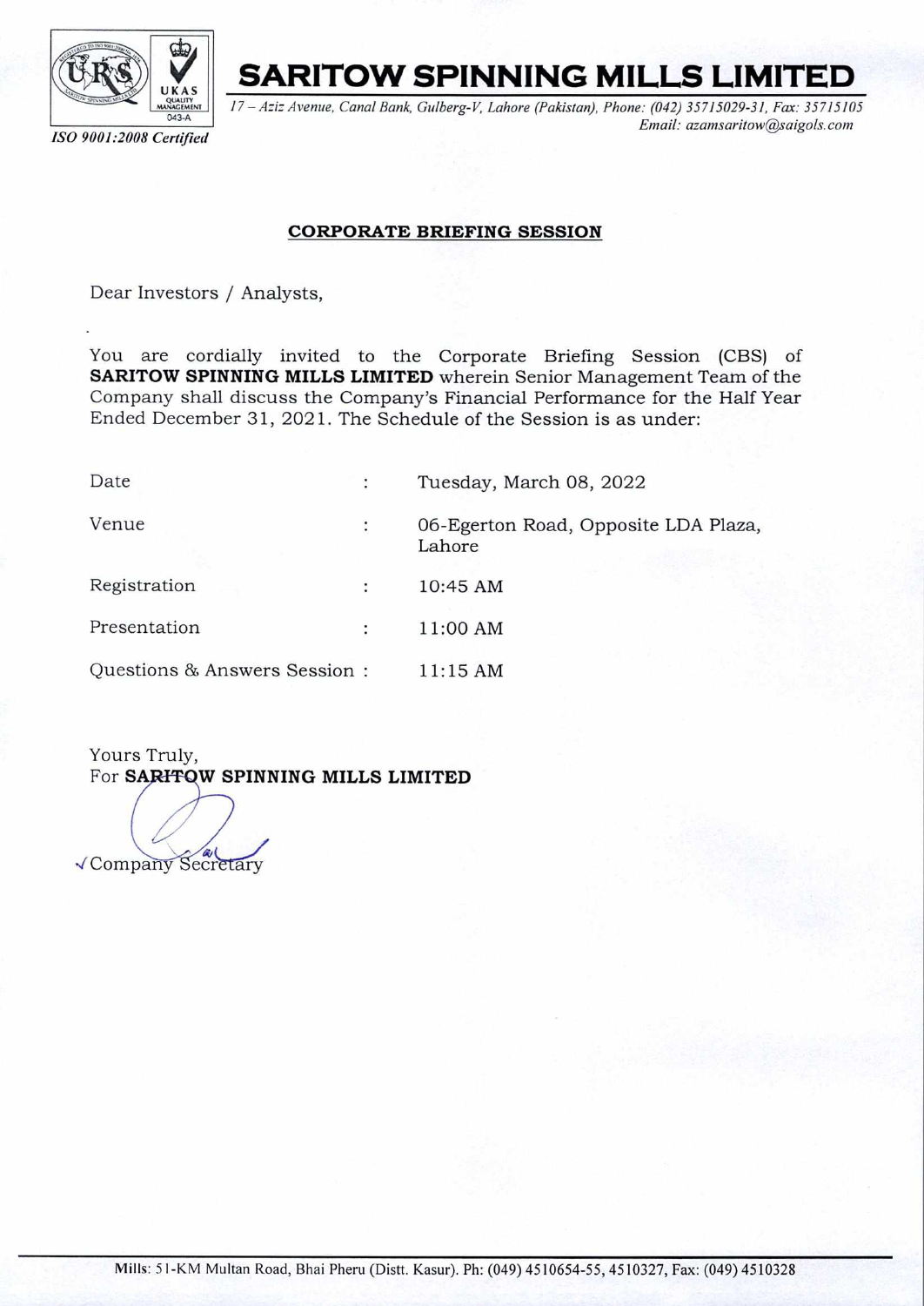# SARITOW SPINNING MILLS LIMITED

*17 – Aziz Avenue, Canal Bank, Gulberg-V, Lahore (Pakistan), Phone: (042) 35715029-31, Fax: 35715105*
*Email: azamsaritow@saigols.com*

*ISO 9001:2008 Certified*

## CORPORATE BRIEFING SESSION

Dear Investors / Analysts,

You are cordially invited to the Corporate Briefing Session (CBS) of **SARITOW SPINNING MILLS LIMITED** wherein Senior Management Team of the Company shall discuss the Company's Financial Performance for the Half Year Ended December 31, 2021. The Schedule of the Session is as under:

| | | |
|---|---|---|
| Date | : | Tuesday, March 08, 2022 |
| Venue | : | 06-Egerton Road, Opposite LDA Plaza, Lahore |
| Registration | : | 10:45 AM |
| Presentation | : | 11:00 AM |
| Questions & Answers Session | : | 11:15 AM |

Yours Truly,
For **SARITOW SPINNING MILLS LIMITED**

Company Secretary

Mills: 51-KM Multan Road, Bhai Pheru (Distt. Kasur). Ph: (049) 4510654-55, 4510327, Fax: (049) 4510328